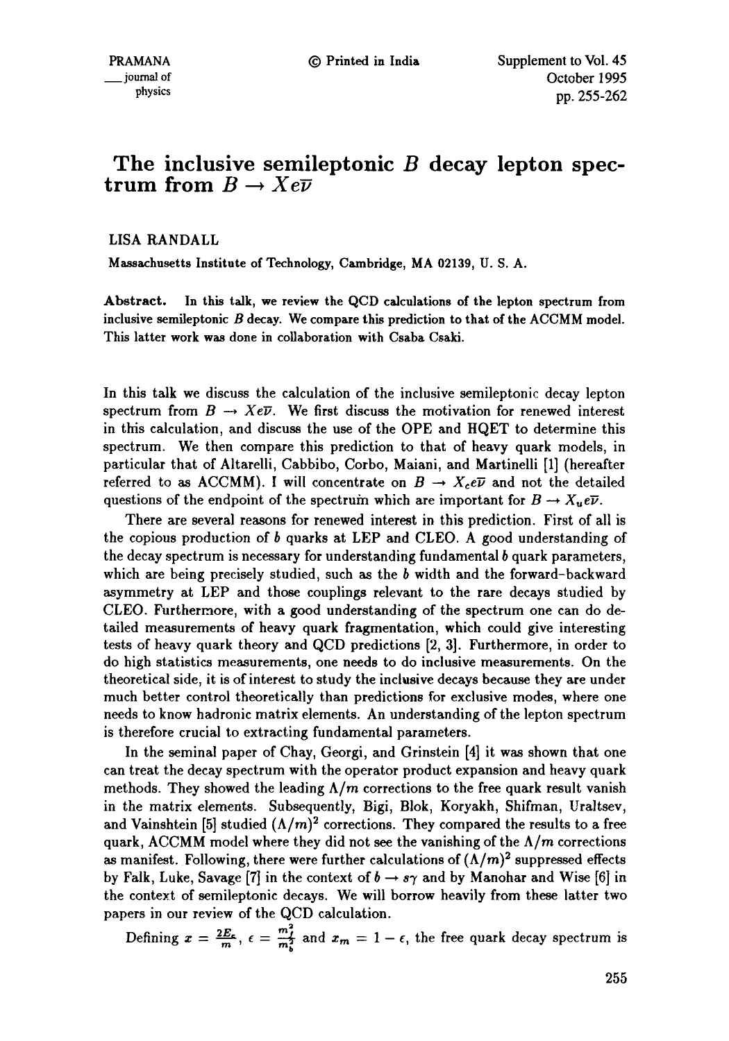# The inclusive semileptonic $B$ decay lepton spectrum from $B \to X e \overline{\nu}$

LISA RANDALL

Massachusetts Institute of Technology, Cambridge, MA 02139, U. S. A.

**Abstract.** In this talk, we review the QCD calculations of the lepton spectrum from inclusive semileptonic $B$ decay. We compare this prediction to that of the ACCMM model. This latter work was done in collaboration with Csaba Csaki.

In this talk we discuss the calculation of the inclusive semileptonic decay lepton spectrum from $B \to X e \overline{\nu}$. We first discuss the motivation for renewed interest in this calculation, and discuss the use of the OPE and HQET to determine this spectrum. We then compare this prediction to that of heavy quark models, in particular that of Altarelli, Cabbibo, Corbo, Maiani, and Martinelli [1] (hereafter referred to as ACCMM). I will concentrate on $B \to X_c e \overline{\nu}$ and not the detailed questions of the endpoint of the spectrum which are important for $B \to X_u e \overline{\nu}$.

There are several reasons for renewed interest in this prediction. First of all is the copious production of $b$ quarks at LEP and CLEO. A good understanding of the decay spectrum is necessary for understanding fundamental $b$ quark parameters, which are being precisely studied, such as the $b$ width and the forward-backward asymmetry at LEP and those couplings relevant to the rare decays studied by CLEO. Furthermore, with a good understanding of the spectrum one can do detailed measurements of heavy quark fragmentation, which could give interesting tests of heavy quark theory and QCD predictions [2, 3]. Furthermore, in order to do high statistics measurements, one needs to do inclusive measurements. On the theoretical side, it is of interest to study the inclusive decays because they are under much better control theoretically than predictions for exclusive modes, where one needs to know hadronic matrix elements. An understanding of the lepton spectrum is therefore crucial to extracting fundamental parameters.

In the seminal paper of Chay, Georgi, and Grinstein [4] it was shown that one can treat the decay spectrum with the operator product expansion and heavy quark methods. They showed the leading $\Lambda/m$ corrections to the free quark result vanish in the matrix elements. Subsequently, Bigi, Blok, Koryakh, Shifman, Uraltsev, and Vainshtein [5] studied $(\Lambda/m)^2$ corrections. They compared the results to a free quark, ACCMM model where they did not see the vanishing of the $\Lambda/m$ corrections as manifest. Following, there were further calculations of $(\Lambda/m)^2$ suppressed effects by Falk, Luke, Savage [7] in the context of $b \to s\gamma$ and by Manohar and Wise [6] in the context of semileptonic decays. We will borrow heavily from these latter two papers in our review of the QCD calculation.

Defining $x = \frac{2E_e}{m}$, $\epsilon = \frac{m_f^2}{m_b^2}$ and $x_m = 1 - \epsilon$, the free quark decay spectrum is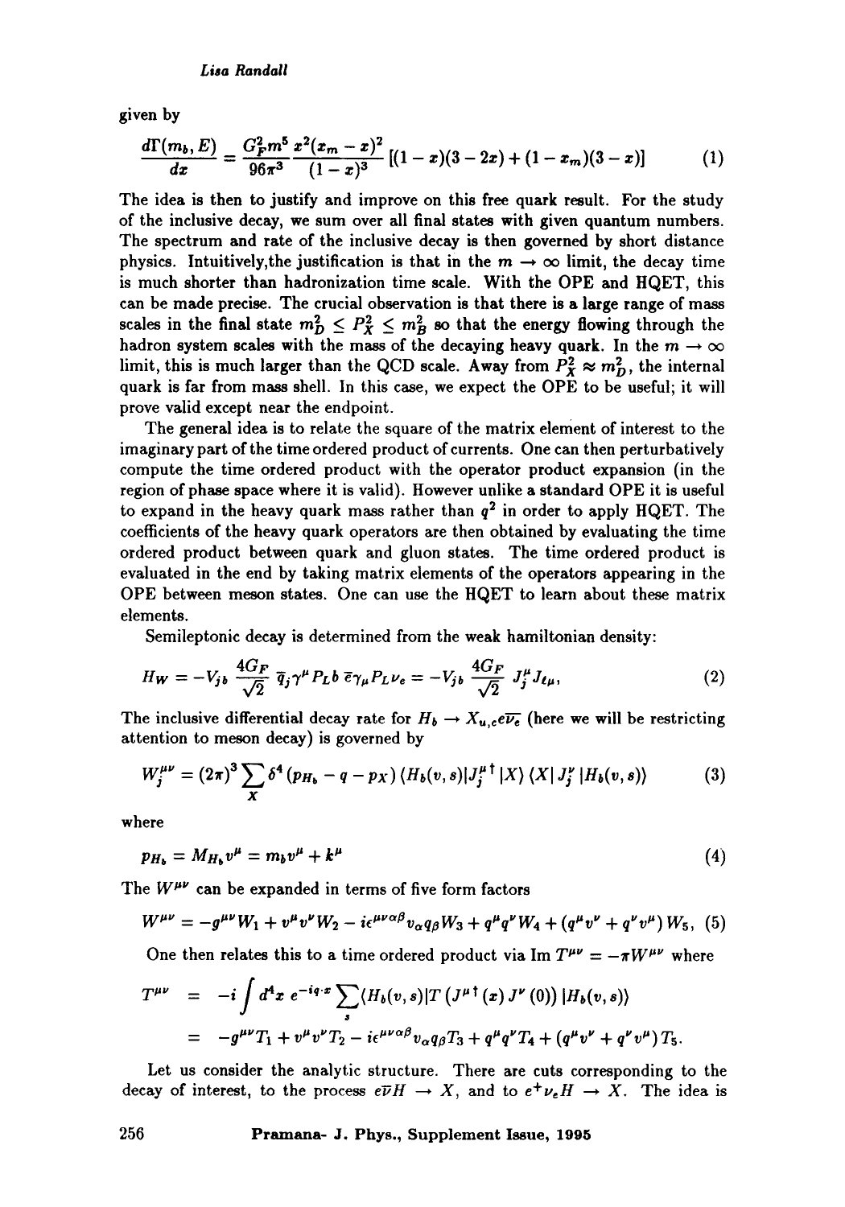given by

$$\frac{d\Gamma(m_b, E)}{dx} = \frac{G_F^2 m^5}{96\pi^3} \frac{x^2(x_m - x)^2}{(1-x)^3} \left[(1-x)(3-2x) + (1-x_m)(3-x)\right] \tag{1}$$

The idea is then to justify and improve on this free quark result. For the study of the inclusive decay, we sum over all final states with given quantum numbers. The spectrum and rate of the inclusive decay is then governed by short distance physics. Intuitively,the justification is that in the $m \to \infty$ limit, the decay time is much shorter than hadronization time scale. With the OPE and HQET, this can be made precise. The crucial observation is that there is a large range of mass scales in the final state $m_D^2 \leq P_X^2 \leq m_B^2$ so that the energy flowing through the hadron system scales with the mass of the decaying heavy quark. In the $m \to \infty$ limit, this is much larger than the QCD scale. Away from $P_X^2 \approx m_D^2$, the internal quark is far from mass shell. In this case, we expect the OPE to be useful; it will prove valid except near the endpoint.

The general idea is to relate the square of the matrix element of interest to the imaginary part of the time ordered product of currents. One can then perturbatively compute the time ordered product with the operator product expansion (in the region of phase space where it is valid). However unlike a standard OPE it is useful to expand in the heavy quark mass rather than $q^2$ in order to apply HQET. The coefficients of the heavy quark operators are then obtained by evaluating the time ordered product between quark and gluon states. The time ordered product is evaluated in the end by taking matrix elements of the operators appearing in the OPE between meson states. One can use the HQET to learn about these matrix elements.

Semileptonic decay is determined from the weak hamiltonian density:

$$H_W = -V_{jb} \frac{4G_F}{\sqrt{2}} \bar{q}_j \gamma^\mu P_L b \, \bar{e} \gamma_\mu P_L \nu_e = -V_{jb} \frac{4G_F}{\sqrt{2}} J_j^\mu J_{\ell\mu}, \tag{2}$$

The inclusive differential decay rate for $H_b \to X_{u,c} e \overline{\nu_e}$ (here we will be restricting attention to meson decay) is governed by

$$W_j^{\mu\nu} = (2\pi)^3 \sum_X \delta^4 (p_{H_b} - q - p_X) \langle H_b(v,s) | J_j^{\mu\dagger} | X \rangle \langle X | J_j^\nu | H_b(v,s) \rangle \tag{3}$$

where

$$p_{H_b} = M_{H_b} v^\mu = m_b v^\mu + k^\mu \tag{4}$$

The $W^{\mu\nu}$ can be expanded in terms of five form factors

$$W^{\mu\nu} = -g^{\mu\nu} W_1 + v^\mu v^\nu W_2 - i\epsilon^{\mu\nu\alpha\beta} v_\alpha q_\beta W_3 + q^\mu q^\nu W_4 + (q^\mu v^\nu + q^\nu v^\mu) W_5, \tag{5}$$

One then relates this to a time ordered product via $\mathrm{Im}\, T^{\mu\nu} = -\pi W^{\mu\nu}$ where

$$\begin{aligned} T^{\mu\nu} &= -i \int d^4x \, e^{-iq\cdot x} \sum_s \langle H_b(v,s) | T \left( J^{\mu\dagger}(x) J^\nu(0) \right) | H_b(v,s) \rangle \\ &= -g^{\mu\nu} T_1 + v^\mu v^\nu T_2 - i\epsilon^{\mu\nu\alpha\beta} v_\alpha q_\beta T_3 + q^\mu q^\nu T_4 + (q^\mu v^\nu + q^\nu v^\mu) T_5. \end{aligned}$$

Let us consider the analytic structure. There are cuts corresponding to the decay of interest, to the process $e\bar{\nu} H \to X$, and to $e^+ \nu_e H \to X$. The idea is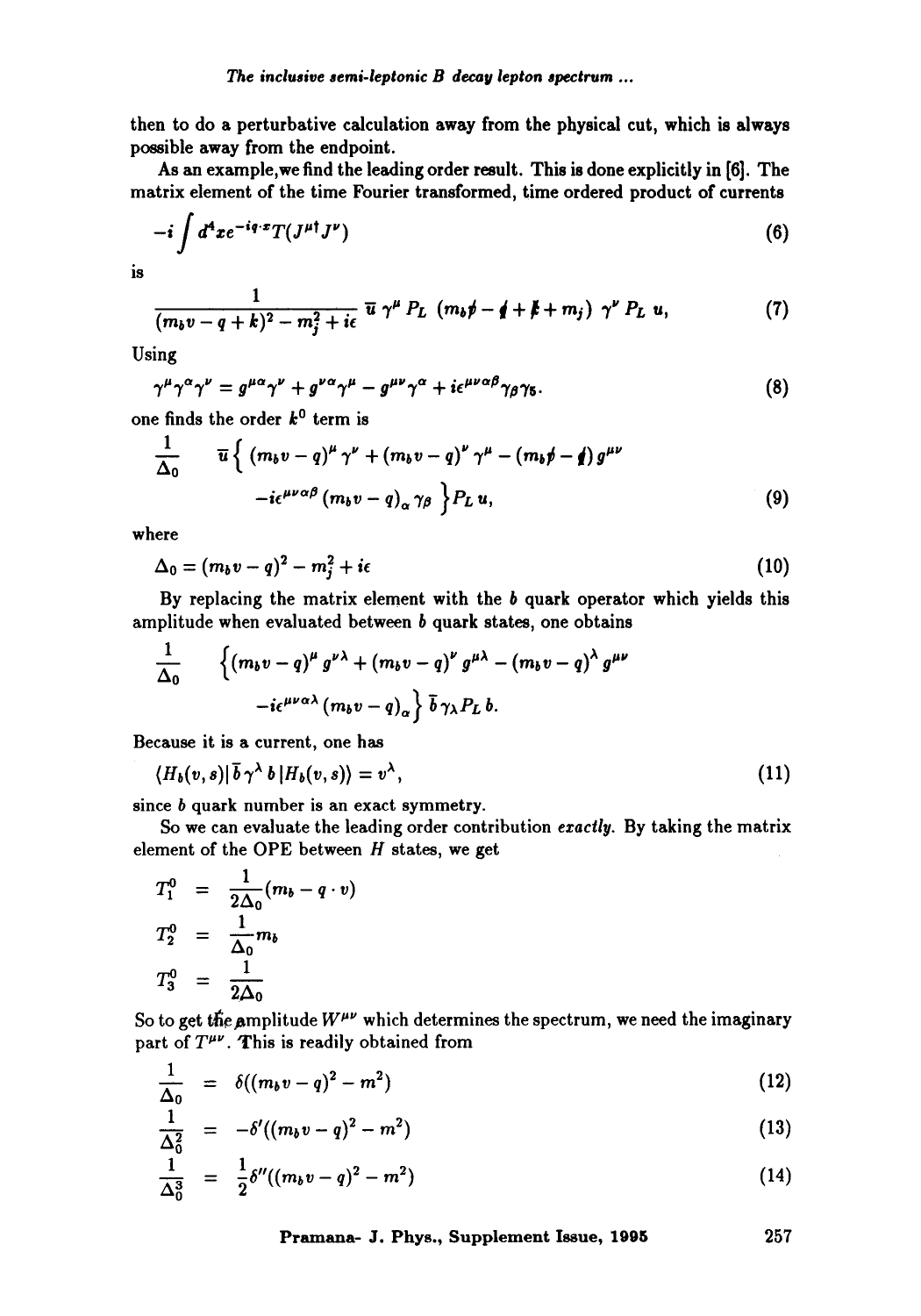then to do a perturbative calculation away from the physical cut, which is always possible away from the endpoint.

As an example,we find the leading order result. This is done explicitly in [6]. The matrix element of the time Fourier transformed, time ordered product of currents

$$-i\int d^4x e^{-iq\cdot x}T(J^{\mu\dagger}J^{\nu}) \tag{6}$$

is

$$\frac{1}{(m_b v - q + k)^2 - m_j^2 + i\epsilon}\, \overline{u}\, \gamma^{\mu} P_L\, (m_b \not{v} - \not{q} + \not{k} + m_j)\, \gamma^{\nu} P_L\, u, \tag{7}$$

Using

$$\gamma^{\mu}\gamma^{\alpha}\gamma^{\nu} = g^{\mu\alpha}\gamma^{\nu} + g^{\nu\alpha}\gamma^{\mu} - g^{\mu\nu}\gamma^{\alpha} + i\epsilon^{\mu\nu\alpha\beta}\gamma_{\beta}\gamma_5. \tag{8}$$

one finds the order $k^0$ term is

$$\frac{1}{\Delta_0} \quad \overline{u}\Big\{ (m_b v - q)^{\mu}\gamma^{\nu} + (m_b v - q)^{\nu}\gamma^{\mu} - (m_b \not{v} - \not{q})\, g^{\mu\nu} - i\epsilon^{\mu\nu\alpha\beta}(m_b v - q)_{\alpha}\gamma_{\beta} \Big\} P_L\, u, \tag{9}$$

where

$$\Delta_0 = (m_b v - q)^2 - m_j^2 + i\epsilon \tag{10}$$

By replacing the matrix element with the $b$ quark operator which yields this amplitude when evaluated between $b$ quark states, one obtains

$$\frac{1}{\Delta_0} \quad \Big\{ (m_b v - q)^{\mu} g^{\nu\lambda} + (m_b v - q)^{\nu} g^{\mu\lambda} - (m_b v - q)^{\lambda} g^{\mu\nu} - i\epsilon^{\mu\nu\alpha\lambda}(m_b v - q)_{\alpha} \Big\}\, \overline{b}\, \gamma_{\lambda} P_L\, b.$$

Because it is a current, one has

$$\langle H_b(v,s) |\, \overline{b}\, \gamma^{\lambda}\, b\, | H_b(v,s) \rangle = v^{\lambda}, \tag{11}$$

since $b$ quark number is an exact symmetry.

So we can evaluate the leading order contribution *exactly*. By taking the matrix element of the OPE between $H$ states, we get

$$\begin{aligned} T_1^0 &= \frac{1}{2\Delta_0}(m_b - q\cdot v) \\ T_2^0 &= \frac{1}{\Delta_0} m_b \\ T_3^0 &= \frac{1}{2\Delta_0} \end{aligned}$$

So to get the amplitude $W^{\mu\nu}$ which determines the spectrum, we need the imaginary part of $T^{\mu\nu}$. This is readily obtained from

$$\frac{1}{\Delta_0} = \delta((m_b v - q)^2 - m^2) \tag{12}$$

$$\frac{1}{\Delta_0^2} = -\delta'((m_b v - q)^2 - m^2) \tag{13}$$

$$\frac{1}{\Delta_0^3} = \frac{1}{2}\delta''((m_b v - q)^2 - m^2) \tag{14}$$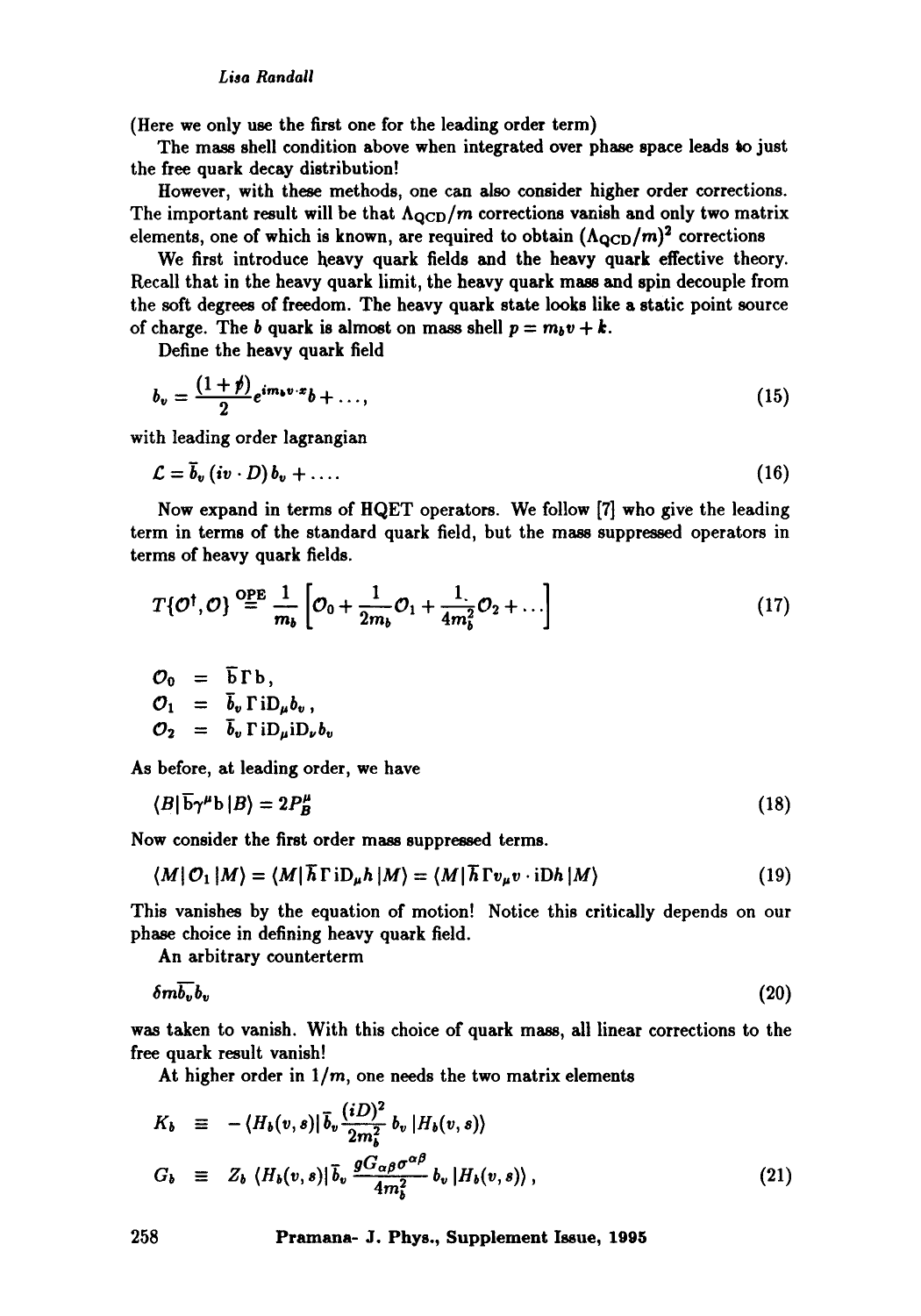(Here we only use the first one for the leading order term)

The mass shell condition above when integrated over phase space leads to just the free quark decay distribution!

However, with these methods, one can also consider higher order corrections. The important result will be that $\Lambda_{\rm QCD}/m$ corrections vanish and only two matrix elements, one of which is known, are required to obtain $(\Lambda_{\rm QCD}/m)^2$ corrections

We first introduce heavy quark fields and the heavy quark effective theory. Recall that in the heavy quark limit, the heavy quark mass and spin decouple from the soft degrees of freedom. The heavy quark state looks like a static point source of charge. The $b$ quark is almost on mass shell $p = m_b v + k$.

Define the heavy quark field

$$b_v = \frac{(1+\not{v})}{2} e^{i m_b v \cdot x} b + \ldots, \tag{15}$$

with leading order lagrangian

$$\mathcal{L} = \bar{b}_v \, (iv \cdot D) \, b_v + \ldots. \tag{16}$$

Now expand in terms of HQET operators. We follow [7] who give the leading term in terms of the standard quark field, but the mass suppressed operators in terms of heavy quark fields.

$$T\{\mathcal{O}^\dagger, \mathcal{O}\} \stackrel{\rm OPE}{=} \frac{1}{m_b} \left[ \mathcal{O}_0 + \frac{1}{2m_b} \mathcal{O}_1 + \frac{1}{4m_b^2} \mathcal{O}_2 + \ldots \right] \tag{17}$$

$$\begin{aligned}
\mathcal{O}_0 &= \bar{\rm b} \Gamma {\rm b}, \\
\mathcal{O}_1 &= \bar{b}_v \, \Gamma \, {\rm i} D_\mu b_v \, , \\
\mathcal{O}_2 &= \bar{b}_v \, \Gamma \, {\rm i} D_\mu {\rm i} D_\nu b_v
\end{aligned}$$

As before, at leading order, we have

$$\langle B | \, \bar{\rm b} \gamma^\mu {\rm b} \, | B \rangle = 2 P_B^\mu \tag{18}$$

Now consider the first order mass suppressed terms.

$$\langle M | \, \mathcal{O}_1 \, | M \rangle = \langle M | \, \bar{h} \, \Gamma \, {\rm i} D_\mu h \, | M \rangle = \langle M | \, \bar{h} \, \Gamma v_\mu v \cdot {\rm i} D h \, | M \rangle \tag{19}$$

This vanishes by the equation of motion! Notice this critically depends on our phase choice in defining heavy quark field.

An arbitrary counterterm

$$\delta m \overline{b_v} b_v \tag{20}$$

was taken to vanish. With this choice of quark mass, all linear corrections to the free quark result vanish!

At higher order in $1/m$, one needs the two matrix elements

$$\begin{aligned}
K_b &\equiv -\langle H_b(v,s) | \, \bar{b}_v \frac{(iD)^2}{2m_b^2} \, b_v \, | H_b(v,s) \rangle \\
G_b &\equiv Z_b \, \langle H_b(v,s) | \, \bar{b}_v \, \frac{g G_{\alpha\beta} \sigma^{\alpha\beta}}{4m_b^2} \, b_v \, | H_b(v,s) \rangle \, ,
\end{aligned} \tag{21}$$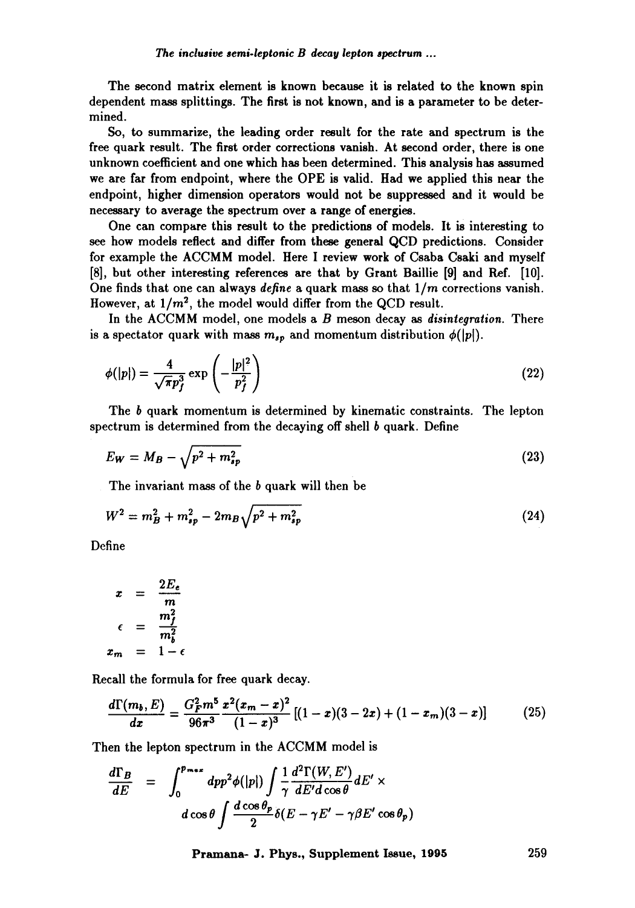The second matrix element is known because it is related to the known spin dependent mass splittings. The first is not known, and is a parameter to be determined.

So, to summarize, the leading order result for the rate and spectrum is the free quark result. The first order corrections vanish. At second order, there is one unknown coefficient and one which has been determined. This analysis has assumed we are far from endpoint, where the OPE is valid. Had we applied this near the endpoint, higher dimension operators would not be suppressed and it would be necessary to average the spectrum over a range of energies.

One can compare this result to the predictions of models. It is interesting to see how models reflect and differ from these general QCD predictions. Consider for example the ACCMM model. Here I review work of Csaba Csaki and myself [8], but other interesting references are that by Grant Baillie [9] and Ref. [10]. One finds that one can always *define* a quark mass so that $1/m$ corrections vanish. However, at $1/m^2$, the model would differ from the QCD result.

In the ACCMM model, one models a $B$ meson decay as *disintegration*. There is a spectator quark with mass $m_{sp}$ and momentum distribution $\phi(|p|)$.

$$\phi(|p|) = \frac{4}{\sqrt{\pi} p_f^3} \exp\left(-\frac{|p|^2}{p_f^2}\right) \tag{22}$$

The $b$ quark momentum is determined by kinematic constraints. The lepton spectrum is determined from the decaying off shell $b$ quark. Define

$$E_W = M_B - \sqrt{p^2 + m_{sp}^2} \tag{23}$$

The invariant mass of the $b$ quark will then be

$$W^2 = m_B^2 + m_{sp}^2 - 2m_B\sqrt{p^2 + m_{sp}^2} \tag{24}$$

Define

$$\begin{aligned}
x &= \frac{2E_e}{m} \\
\epsilon &= \frac{m_f^2}{m_b^2} \\
x_m &= 1 - \epsilon
\end{aligned}$$

Recall the formula for free quark decay.

$$\frac{d\Gamma(m_b, E)}{dx} = \frac{G_F^2 m^5}{96\pi^3} \frac{x^2(x_m - x)^2}{(1-x)^3} \left[(1-x)(3-2x) + (1-x_m)(3-x)\right] \tag{25}$$

Then the lepton spectrum in the ACCMM model is

$$\begin{aligned}
\frac{d\Gamma_B}{dE} &= \int_0^{p_{max}} dp p^2 \phi(|p|) \int \frac{1}{\gamma} \frac{d^2\Gamma(W, E')}{dE' d\cos\theta} dE' \times \\
&\qquad d\cos\theta \int \frac{d\cos\theta_p}{2} \delta(E - \gamma E' - \gamma\beta E' \cos\theta_p)
\end{aligned}$$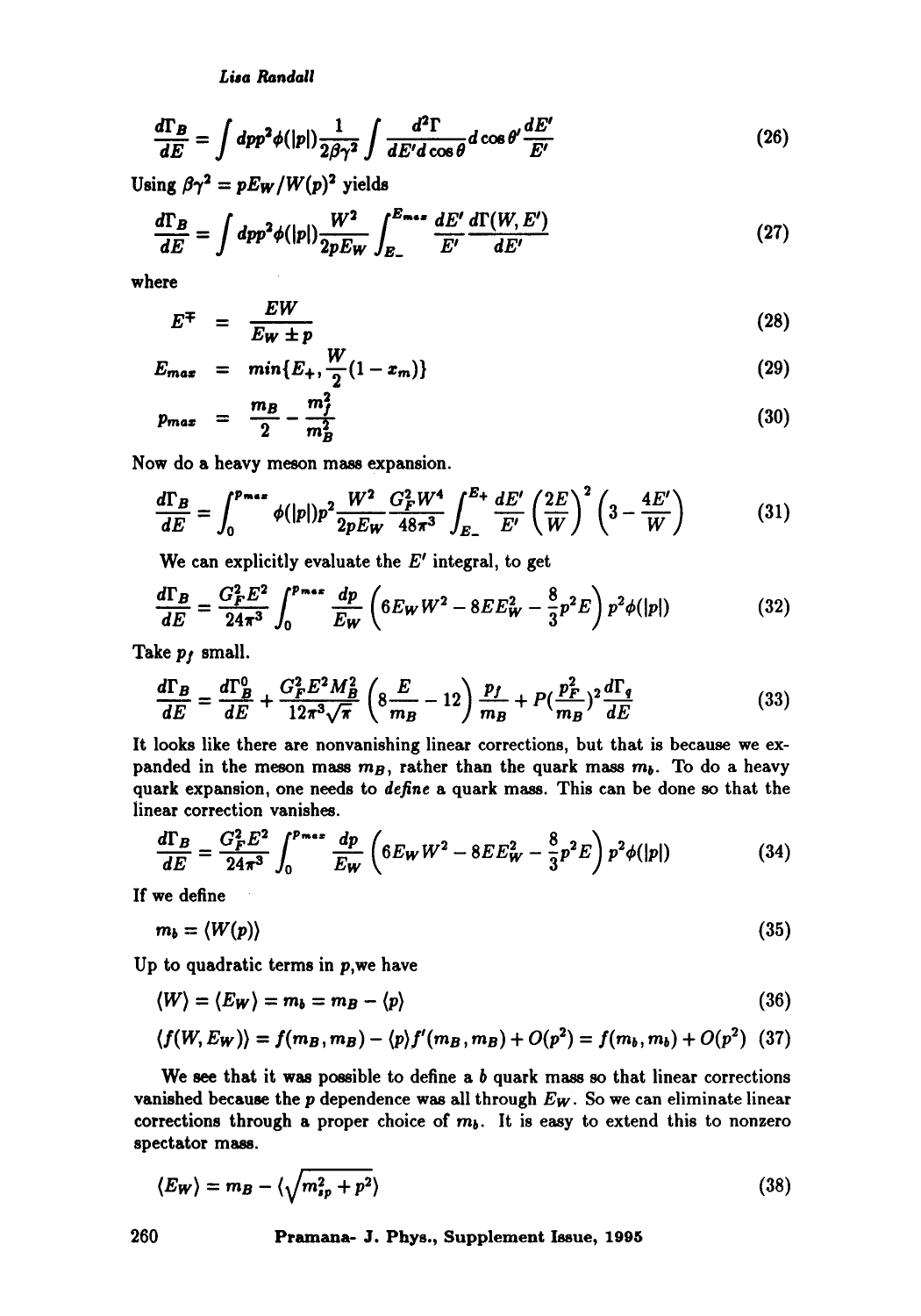$$\frac{d\Gamma_B}{dE} = \int dp p^2 \phi(|p|) \frac{1}{2\beta\gamma^2} \int \frac{d^2\Gamma}{dE' d\cos\theta} d\cos\theta' \frac{dE'}{E'} \tag{26}$$

Using $\beta\gamma^2 = pE_W/W(p)^2$ yields

$$\frac{d\Gamma_B}{dE} = \int dp p^2 \phi(|p|) \frac{W^2}{2pE_W} \int_{E_-}^{E_{max}} \frac{dE'}{E'} \frac{d\Gamma(W, E')}{dE'} \tag{27}$$

where

$$E^{\mp} = \frac{EW}{E_W \pm p} \tag{28}$$

$$E_{max} = min\{E_+, \frac{W}{2}(1 - x_m)\} \tag{29}$$

$$p_{max} = \frac{m_B}{2} - \frac{m_f^2}{m_B^2} \tag{30}$$

Now do a heavy meson mass expansion.

$$\frac{d\Gamma_B}{dE} = \int_0^{p_{max}} \phi(|p|) p^2 \frac{W^2}{2pE_W} \frac{G_F^2 W^4}{48\pi^3} \int_{E_-}^{E_+} \frac{dE'}{E'} \left(\frac{2E}{W}\right)^2 \left(3 - \frac{4E'}{W}\right) \tag{31}$$

We can explicitly evaluate the $E'$ integral, to get

$$\frac{d\Gamma_B}{dE} = \frac{G_F^2 E^2}{24\pi^3} \int_0^{p_{max}} \frac{dp}{E_W} \left(6E_W W^2 - 8EE_W^2 - \frac{8}{3}p^2 E\right) p^2 \phi(|p|) \tag{32}$$

Take $p_f$ small.

$$\frac{d\Gamma_B}{dE} = \frac{d\Gamma_B^0}{dE} + \frac{G_F^2 E^2 M_B^2}{12\pi^3\sqrt{\pi}} \left(8\frac{E}{m_B} - 12\right) \frac{p_f}{m_B} + P(\frac{p_F^2}{m_B})^2 \frac{d\Gamma_q}{dE} \tag{33}$$

It looks like there are nonvanishing linear corrections, but that is because we expanded in the meson mass $m_B$, rather than the quark mass $m_b$. To do a heavy quark expansion, one needs to *define* a quark mass. This can be done so that the linear correction vanishes.

$$\frac{d\Gamma_B}{dE} = \frac{G_F^2 E^2}{24\pi^3} \int_0^{p_{max}} \frac{dp}{E_W} \left(6E_W W^2 - 8EE_W^2 - \frac{8}{3}p^2 E\right) p^2 \phi(|p|) \tag{34}$$

If we define

$$m_b = \langle W(p) \rangle \tag{35}$$

Up to quadratic terms in $p$,we have

$$\langle W \rangle = \langle E_W \rangle = m_b = m_B - \langle p \rangle \tag{36}$$

$$\langle f(W, E_W) \rangle = f(m_B, m_B) - \langle p \rangle f'(m_B, m_B) + O(p^2) = f(m_b, m_b) + O(p^2) \tag{37}$$

We see that it was possible to define a $b$ quark mass so that linear corrections vanished because the $p$ dependence was all through $E_W$. So we can eliminate linear corrections through a proper choice of $m_b$. It is easy to extend this to nonzero spectator mass.

$$\langle E_W \rangle = m_B - \langle\sqrt{m_{sp}^2 + p^2}\rangle \tag{38}$$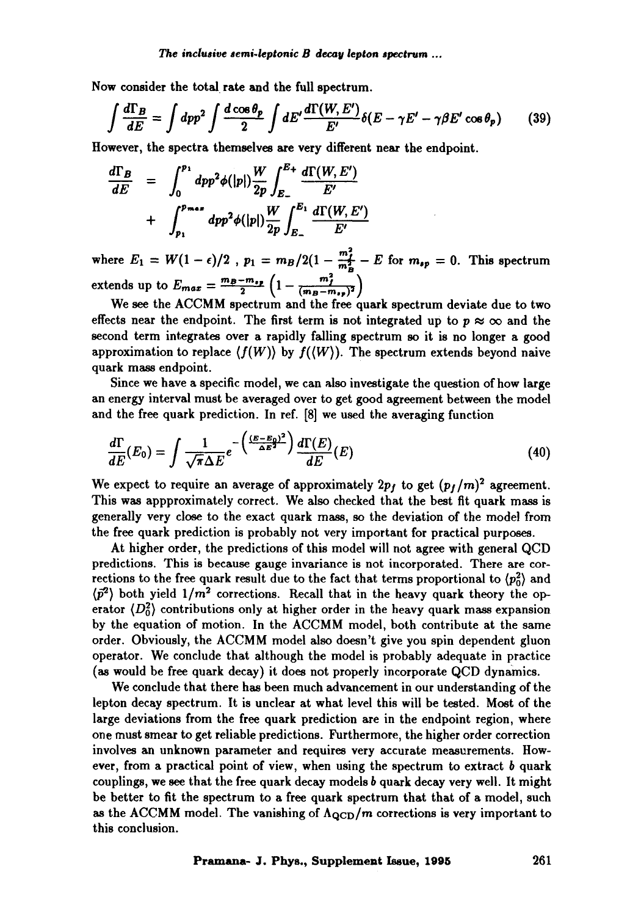Now consider the total rate and the full spectrum.

$$\int \frac{d\Gamma_B}{dE} = \int dpp^2 \int \frac{d\cos\theta_p}{2} \int dE' \frac{d\Gamma(W,E')}{E'} \delta(E - \gamma E' - \gamma\beta E' \cos\theta_p) \tag{39}$$

However, the spectra themselves are very different near the endpoint.

$$\begin{aligned} \frac{d\Gamma_B}{dE} &= \int_0^{p_1} dpp^2 \phi(|p|) \frac{W}{2p} \int_{E_-}^{E_+} \frac{d\Gamma(W,E')}{E'} \\ &+ \int_{p_1}^{p_{max}} dpp^2 \phi(|p|) \frac{W}{2p} \int_{E_-}^{E_1} \frac{d\Gamma(W,E')}{E'} \end{aligned}$$

where $E_1 = W(1-\epsilon)/2$ , $p_1 = m_B/2(1 - \frac{m_f^2}{m_B^2} - E$ for $m_{sp} = 0$. This spectrum extends up to $E_{max} = \frac{m_B - m_{sp}}{2}\left(1 - \frac{m_f^2}{(m_B - m_{sp})^2}\right)$

We see the ACCMM spectrum and the free quark spectrum deviate due to two effects near the endpoint. The first term is not integrated up to $p \approx \infty$ and the second term integrates over a rapidly falling spectrum so it is no longer a good approximation to replace $\langle f(W) \rangle$ by $f(\langle W \rangle)$. The spectrum extends beyond naive quark mass endpoint.

Since we have a specific model, we can also investigate the question of how large an energy interval must be averaged over to get good agreement between the model and the free quark prediction. In ref. [8] we used the averaging function

$$\frac{d\Gamma}{dE}(E_0) = \int \frac{1}{\sqrt{\pi}\Delta E} e^{-\left(\frac{(E-E_0)^2}{\Delta E^2}\right)} \frac{d\Gamma(E)}{dE}(E) \tag{40}$$

We expect to require an average of approximately $2p_f$ to get $(p_f/m)^2$ agreement. This was appproximately correct. We also checked that the best fit quark mass is generally very close to the exact quark mass, so the deviation of the model from the free quark prediction is probably not very important for practical purposes.

At higher order, the predictions of this model will not agree with general QCD predictions. This is because gauge invariance is not incorporated. There are corrections to the free quark result due to the fact that terms proportional to $\langle p_0^2 \rangle$ and $\langle \vec{p}^2 \rangle$ both yield $1/m^2$ corrections. Recall that in the heavy quark theory the operator $\langle D_0^2 \rangle$ contributions only at higher order in the heavy quark mass expansion by the equation of motion. In the ACCMM model, both contribute at the same order. Obviously, the ACCMM model also doesn't give you spin dependent gluon operator. We conclude that although the model is probably adequate in practice (as would be free quark decay) it does not properly incorporate QCD dynamics.

We conclude that there has been much advancement in our understanding of the lepton decay spectrum. It is unclear at what level this will be tested. Most of the large deviations from the free quark prediction are in the endpoint region, where one must smear to get reliable predictions. Furthermore, the higher order correction involves an unknown parameter and requires very accurate measurements. However, from a practical point of view, when using the spectrum to extract $b$ quark couplings, we see that the free quark decay models $b$ quark decay very well. It might be better to fit the spectrum to a free quark spectrum that that of a model, such as the ACCMM model. The vanishing of $\Lambda_{QCD}/m$ corrections is very important to this conclusion.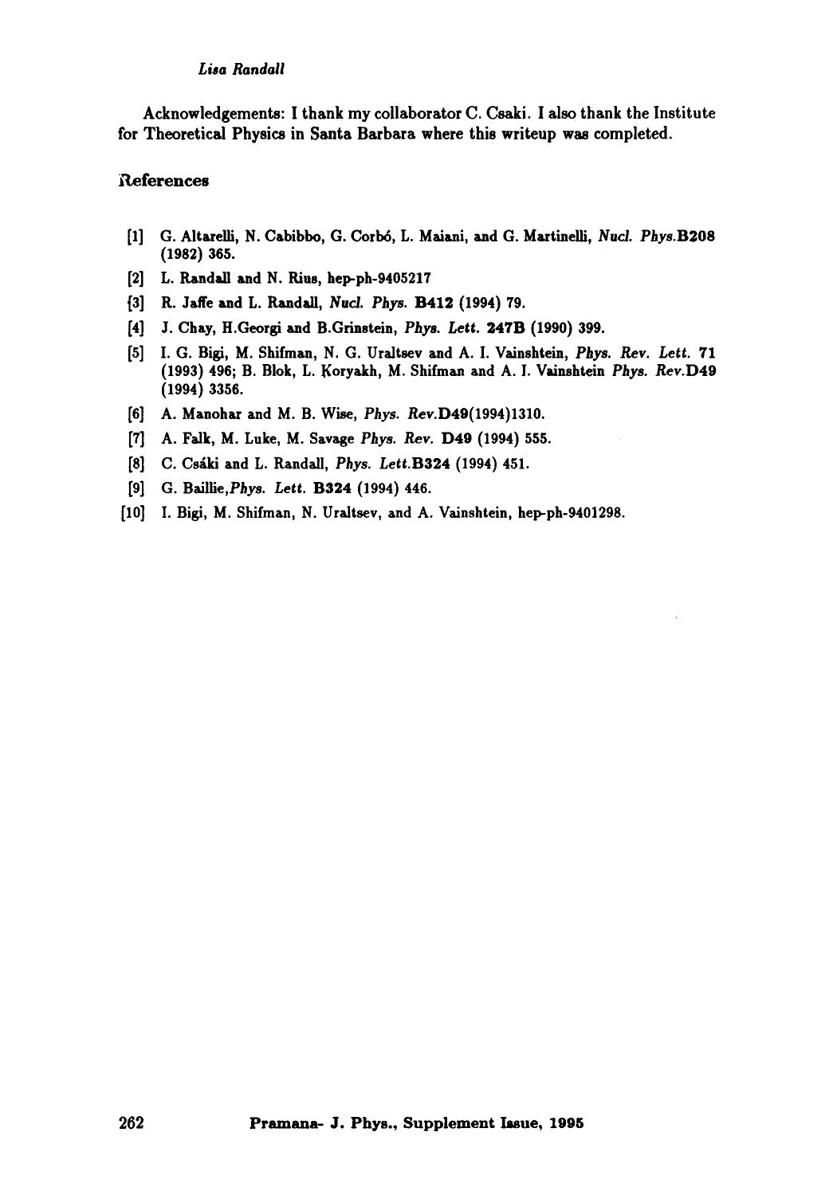Acknowledgements: I thank my collaborator C. Csaki. I also thank the Institute for Theoretical Physics in Santa Barbara where this writeup was completed.

## References

[1] G. Altarelli, N. Cabibbo, G. Corbó, L. Maiani, and G. Martinelli, *Nucl. Phys.* **B208** (1982) 365.

[2] L. Randall and N. Rius, hep-ph-9405217

[3] R. Jaffe and L. Randall, *Nucl. Phys.* **B412** (1994) 79.

[4] J. Chay, H.Georgi and B.Grinstein, *Phys. Lett.* **247B** (1990) 399.

[5] I. G. Bigi, M. Shifman, N. G. Uraltsev and A. I. Vainshtein, *Phys. Rev. Lett.* **71** (1993) 496; B. Blok, L. Koryakh, M. Shifman and A. I. Vainshtein *Phys. Rev.* **D49** (1994) 3356.

[6] A. Manohar and M. B. Wise, *Phys. Rev.* **D49**(1994)1310.

[7] A. Falk, M. Luke, M. Savage *Phys. Rev.* **D49** (1994) 555.

[8] C. Csáki and L. Randall, *Phys. Lett.* **B324** (1994) 451.

[9] G. Baillie, *Phys. Lett.* **B324** (1994) 446.

[10] I. Bigi, M. Shifman, N. Uraltsev, and A. Vainshtein, hep-ph-9401298.